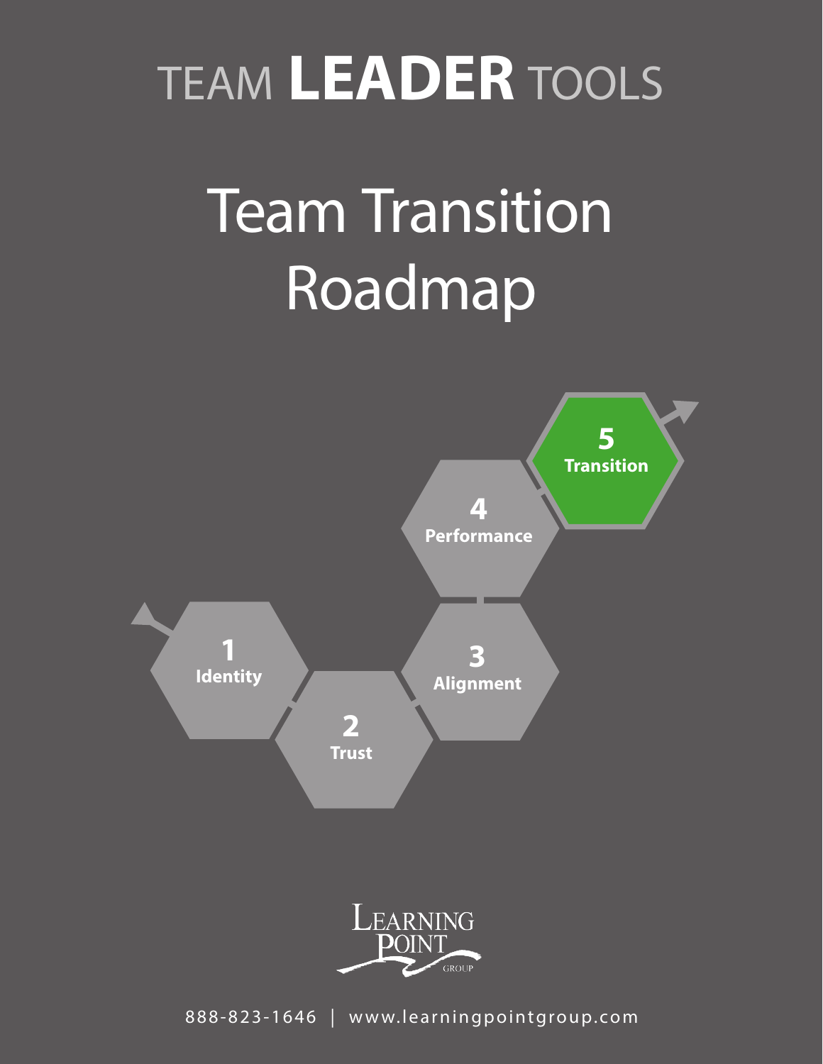TEAM **LEADER** TOOLS

# Team Transition Roadmap

1 **Identity**

2 **Trust**

3 **Alignment**

4 **Performance**

5 **Transition**

LEARNING POINT GROUP

888-823-1646 | www.learningpointgroup.com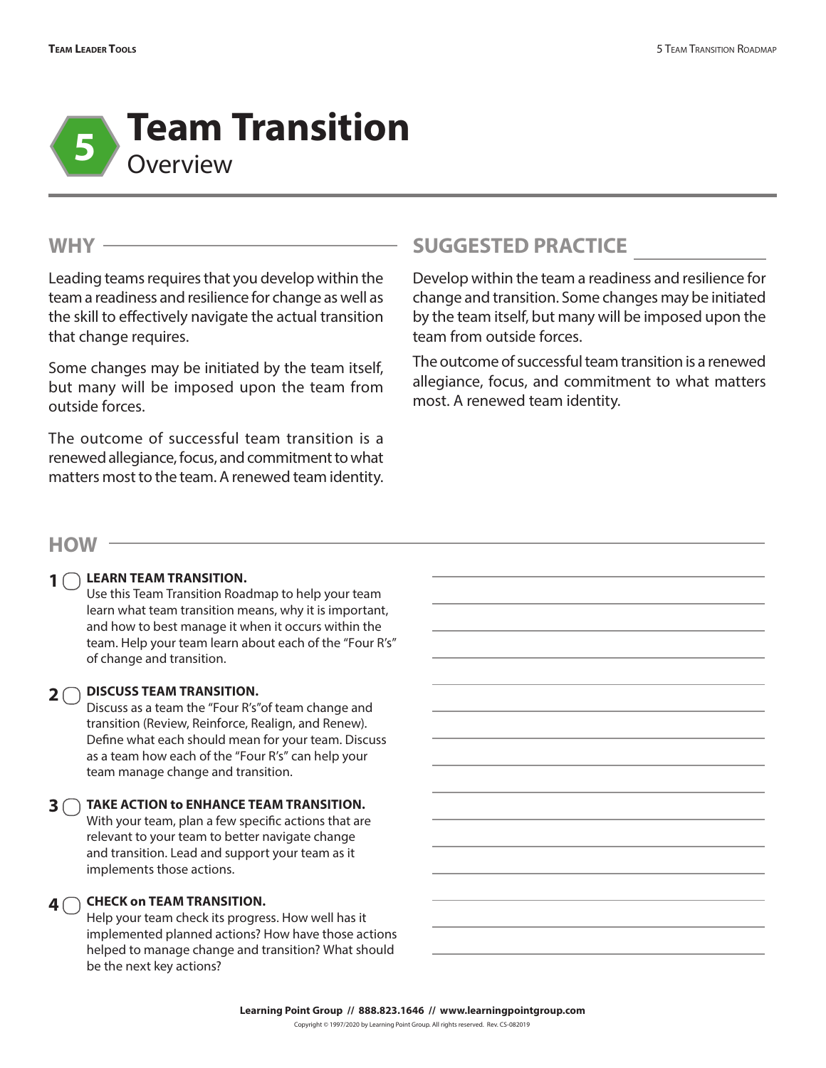# 5 Team Transition

Overview

## WHY

Leading teams requires that you develop within the team a readiness and resilience for change as well as the skill to effectively navigate the actual transition that change requires.

Some changes may be initiated by the team itself, but many will be imposed upon the team from outside forces.

The outcome of successful team transition is a renewed allegiance, focus, and commitment to what matters most to the team. A renewed team identity.

## SUGGESTED PRACTICE

Develop within the team a readiness and resilience for change and transition. Some changes may be initiated by the team itself, but many will be imposed upon the team from outside forces.

The outcome of successful team transition is a renewed allegiance, focus, and commitment to what matters most. A renewed team identity.

## HOW

1. **LEARN TEAM TRANSITION.**
   Use this Team Transition Roadmap to help your team learn what team transition means, why it is important, and how to best manage it when it occurs within the team. Help your team learn about each of the "Four R's" of change and transition.

2. **DISCUSS TEAM TRANSITION.**
   Discuss as a team the "Four R's"of team change and transition (Review, Reinforce, Realign, and Renew). Define what each should mean for your team. Discuss as a team how each of the "Four R's" can help your team manage change and transition.

3. **TAKE ACTION to ENHANCE TEAM TRANSITION.**
   With your team, plan a few specific actions that are relevant to your team to better navigate change and transition. Lead and support your team as it implements those actions.

4. **CHECK on TEAM TRANSITION.**
   Help your team check its progress. How well has it implemented planned actions? How have those actions helped to manage change and transition? What should be the next key actions?

Learning Point Group // 888.823.1646 // www.learningpointgroup.com

Copyright © 1997/2020 by Learning Point Group. All rights reserved. Rev. CS-082019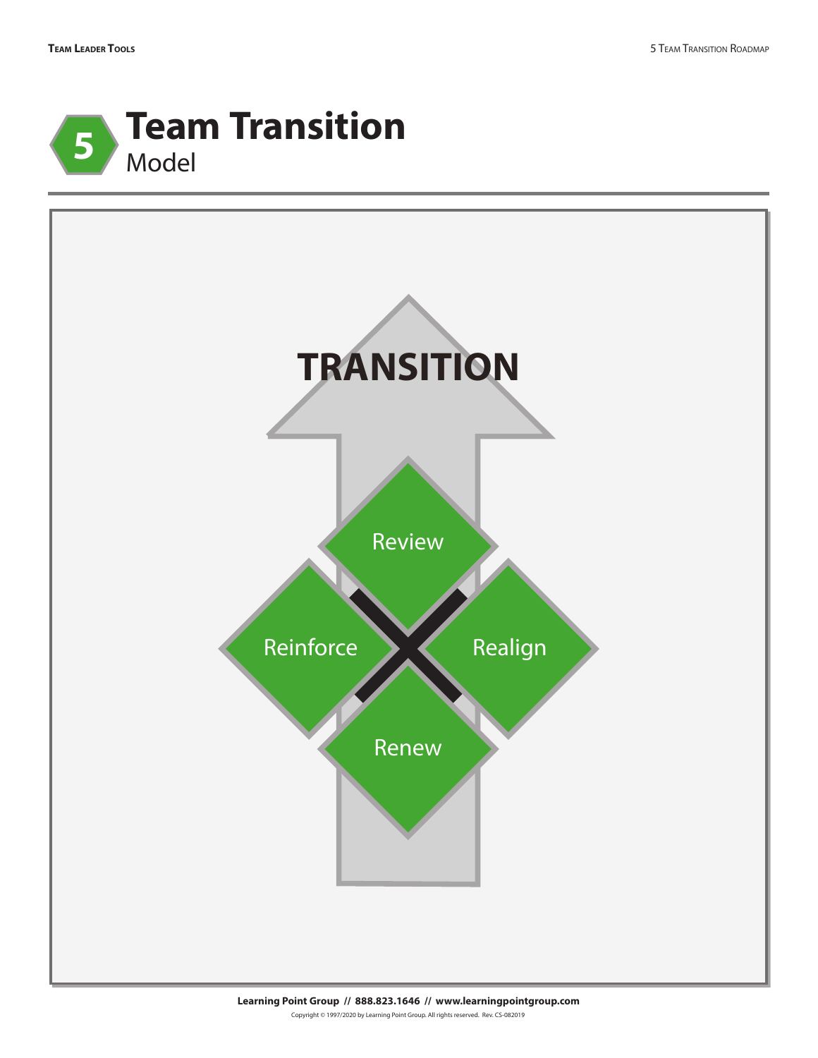# 5 Team Transition

Model

TRANSITION

Review

Reinforce

Realign

Renew

**Learning Point Group // 888.823.1646 // www.learningpointgroup.com**

Copyright © 1997/2020 by Learning Point Group. All rights reserved. Rev. CS-082019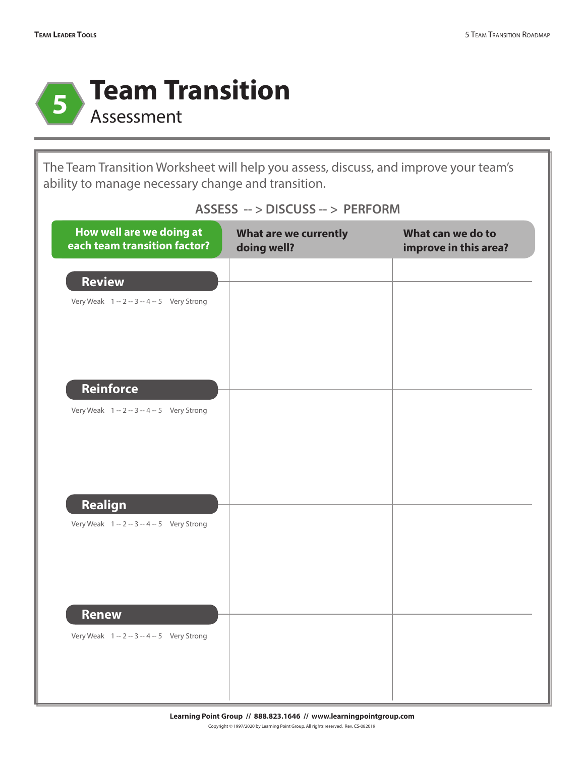# 5 Team Transition

## Assessment

The Team Transition Worksheet will help you assess, discuss, and improve your team's ability to manage necessary change and transition.

**ASSESS --> DISCUSS --> PERFORM**

| How well are we doing at each team transition factor? | What are we currently doing well? | What can we do to improve in this area? |
| --- | --- | --- |
| **Review**<br>Very Weak 1 -- 2 -- 3 -- 4 -- 5 Very Strong | | |
| **Reinforce**<br>Very Weak 1 -- 2 -- 3 -- 4 -- 5 Very Strong | | |
| **Realign**<br>Very Weak 1 -- 2 -- 3 -- 4 -- 5 Very Strong | | |
| **Renew**<br>Very Weak 1 -- 2 -- 3 -- 4 -- 5 Very Strong | | |

**Learning Point Group // 888.823.1646 // www.learningpointgroup.com**

Copyright © 1997/2020 by Learning Point Group. All rights reserved. Rev. CS-082019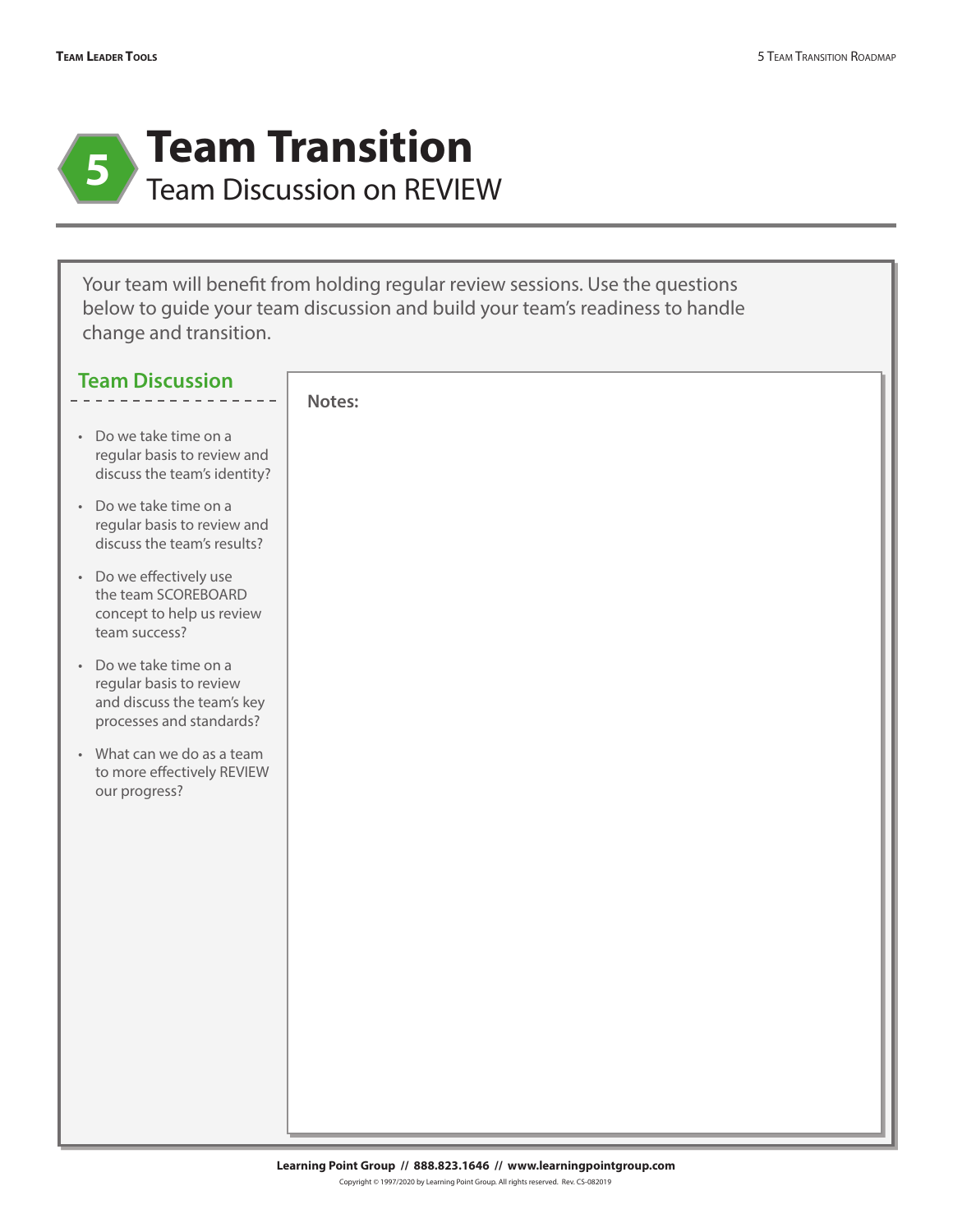# 5 Team Transition

## Team Discussion on REVIEW

Your team will benefit from holding regular review sessions. Use the questions below to guide your team discussion and build your team's readiness to handle change and transition.

### Team Discussion

- Do we take time on a regular basis to review and discuss the team's identity?
- Do we take time on a regular basis to review and discuss the team's results?
- Do we effectively use the team SCOREBOARD concept to help us review team success?
- Do we take time on a regular basis to review and discuss the team's key processes and standards?
- What can we do as a team to more effectively REVIEW our progress?

**Notes:**

**Learning Point Group // 888.823.1646 // www.learningpointgroup.com**

Copyright © 1997/2020 by Learning Point Group. All rights reserved. Rev. CS-082019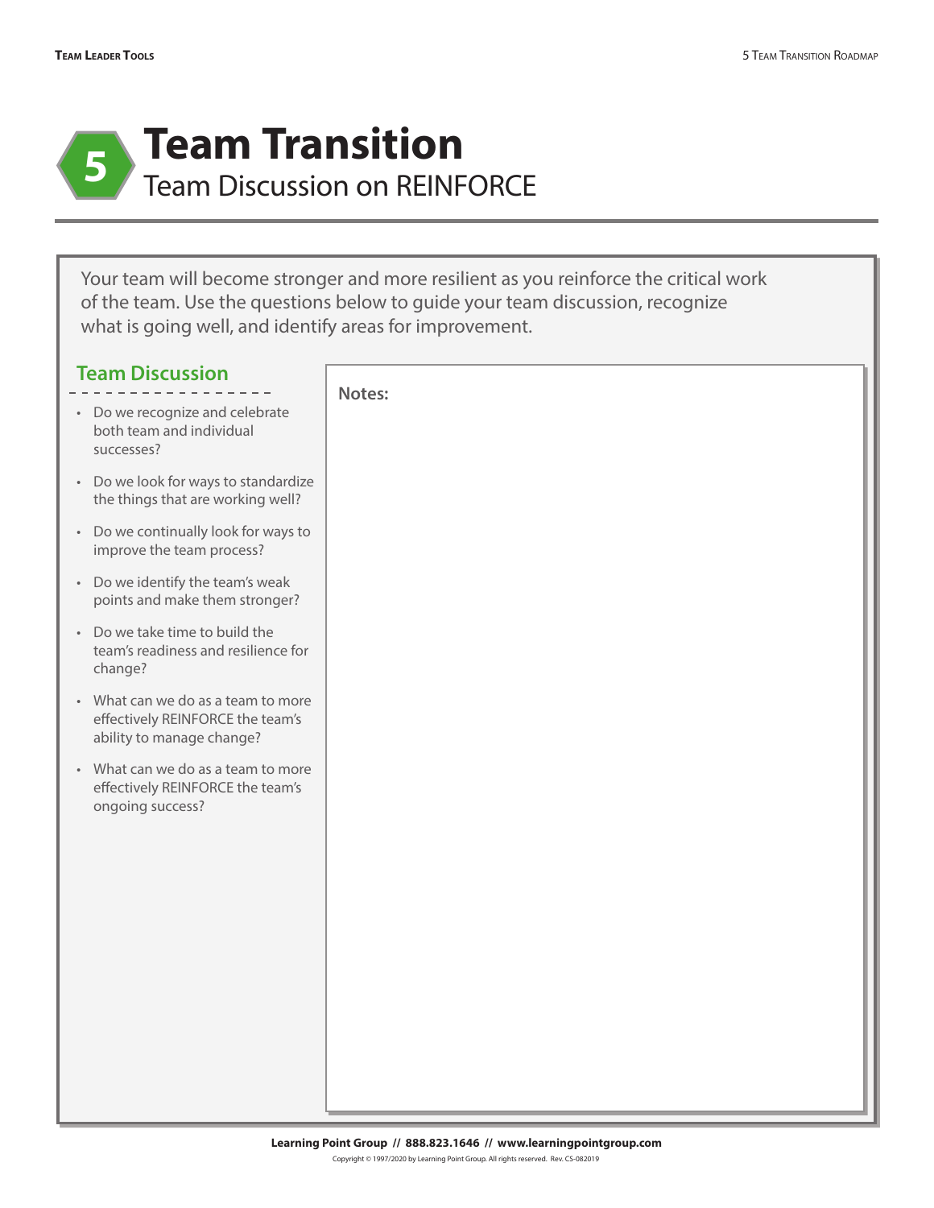# 5 Team Transition

## Team Discussion on REINFORCE

Your team will become stronger and more resilient as you reinforce the critical work of the team. Use the questions below to guide your team discussion, recognize what is going well, and identify areas for improvement.

### Team Discussion

- Do we recognize and celebrate both team and individual successes?
- Do we look for ways to standardize the things that are working well?
- Do we continually look for ways to improve the team process?
- Do we identify the team's weak points and make them stronger?
- Do we take time to build the team's readiness and resilience for change?
- What can we do as a team to more effectively REINFORCE the team's ability to manage change?
- What can we do as a team to more effectively REINFORCE the team's ongoing success?

**Notes:**

**Learning Point Group // 888.823.1646 // www.learningpointgroup.com**

Copyright © 1997/2020 by Learning Point Group. All rights reserved. Rev. CS-082019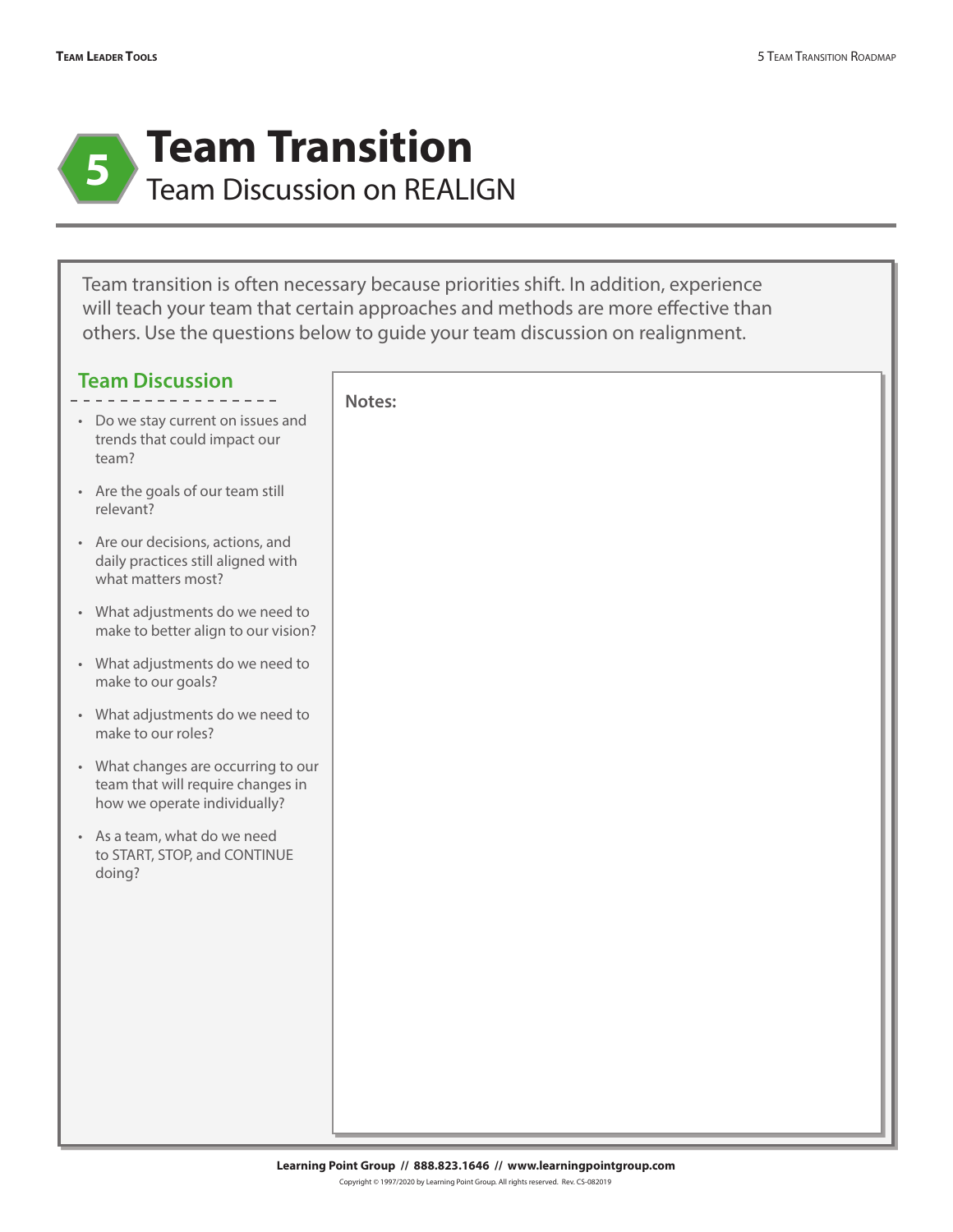# 5 Team Transition

## Team Discussion on REALIGN

Team transition is often necessary because priorities shift. In addition, experience will teach your team that certain approaches and methods are more effective than others. Use the questions below to guide your team discussion on realignment.

### Team Discussion

- Do we stay current on issues and trends that could impact our team?
- Are the goals of our team still relevant?
- Are our decisions, actions, and daily practices still aligned with what matters most?
- What adjustments do we need to make to better align to our vision?
- What adjustments do we need to make to our goals?
- What adjustments do we need to make to our roles?
- What changes are occurring to our team that will require changes in how we operate individually?
- As a team, what do we need to START, STOP, and CONTINUE doing?

**Notes:**

**Learning Point Group // 888.823.1646 // www.learningpointgroup.com**

Copyright © 1997/2020 by Learning Point Group. All rights reserved. Rev. CS-082019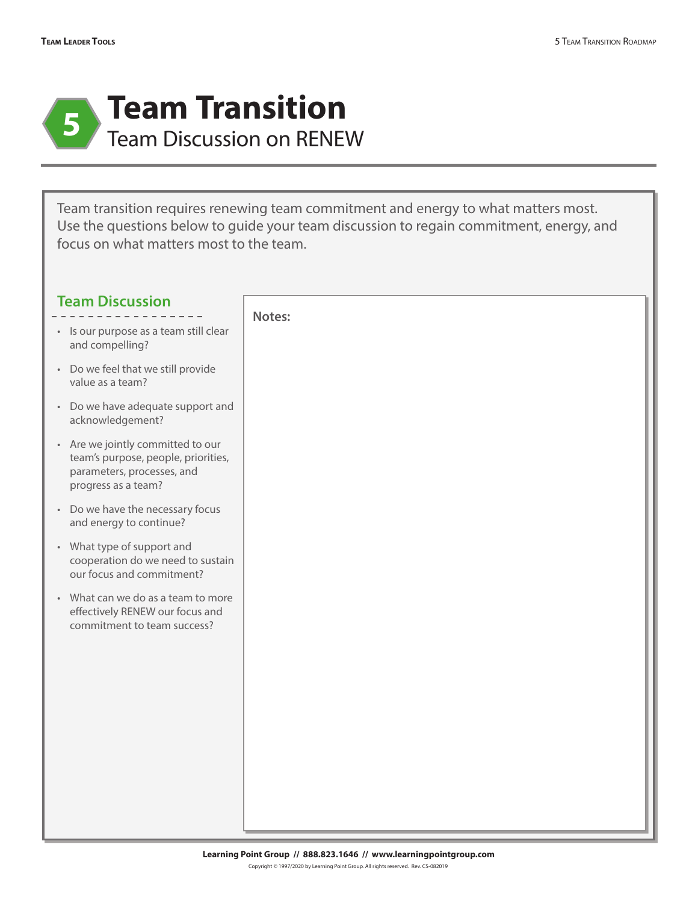# 5 Team Transition

## Team Discussion on RENEW

Team transition requires renewing team commitment and energy to what matters most. Use the questions below to guide your team discussion to regain commitment, energy, and focus on what matters most to the team.

### Team Discussion

- Is our purpose as a team still clear and compelling?
- Do we feel that we still provide value as a team?
- Do we have adequate support and acknowledgement?
- Are we jointly committed to our team's purpose, people, priorities, parameters, processes, and progress as a team?
- Do we have the necessary focus and energy to continue?
- What type of support and cooperation do we need to sustain our focus and commitment?
- What can we do as a team to more effectively RENEW our focus and commitment to team success?

**Notes:**

**Learning Point Group // 888.823.1646 // www.learningpointgroup.com**

Copyright © 1997/2020 by Learning Point Group. All rights reserved. Rev. CS-082019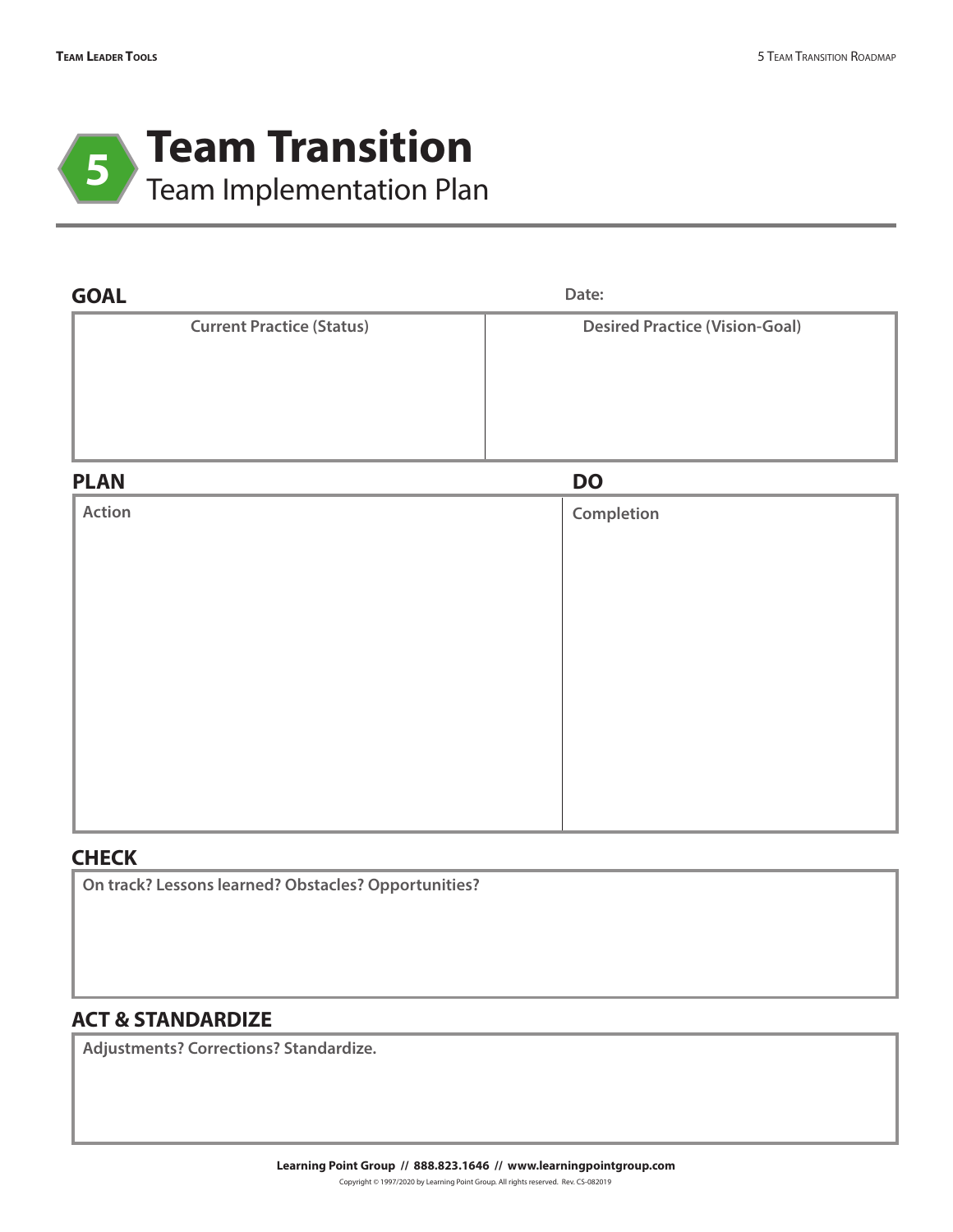# 5 Team Transition

## Team Implementation Plan

**GOAL**

Date:

| Current Practice (Status) | Desired Practice (Vision-Goal) |
| --- | --- |
| | |

| PLAN | DO |
| --- | --- |
| Action | Completion |
| | |

**CHECK**

On track? Lessons learned? Obstacles? Opportunities?

**ACT & STANDARDIZE**

Adjustments? Corrections? Standardize.

**Learning Point Group // 888.823.1646 // www.learningpointgroup.com**

Copyright © 1997/2020 by Learning Point Group. All rights reserved. Rev. CS-082019